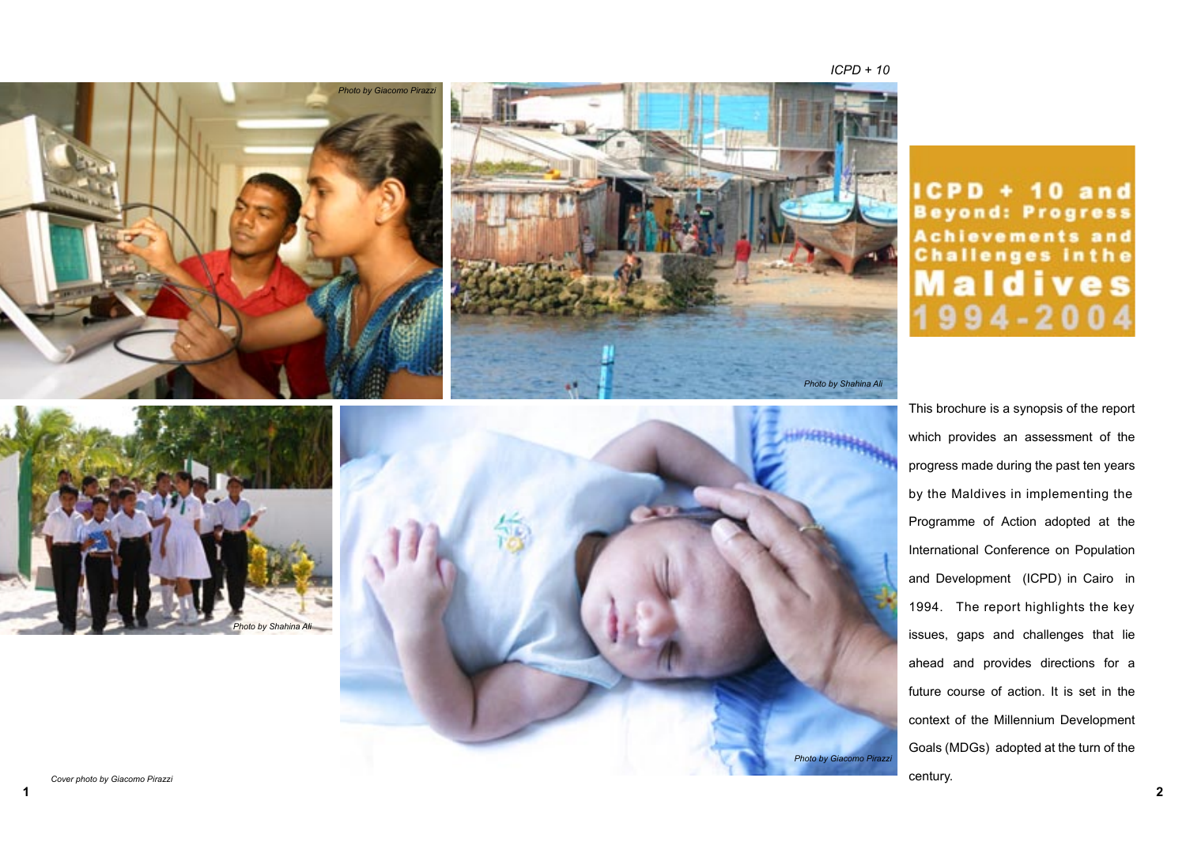# ICPD + 10 and Beyond: Progress Achievements and Challenges in the Maldives 1994-2004

This brochure is a synopsis of the report which provides an assessment of the progress made during the past ten years by the Maldives in implementing the Programme of Action adopted at the International Conference on Population and Development (ICPD) in Cairo in 1994. The report highlights the key issues, gaps and challenges that lie ahead and provides directions for a future course of action. It is set in the context of the Millennium Development Goals (MDGs) adopted at the turn of the century.

*Photo by Giacomo Pirazzi*

*Photo by Shahina Ali*

*Photo by Shahina Ali*

*Photo by Giacomo Pirazzi*

*Cover photo by Giacomo Pirazzi*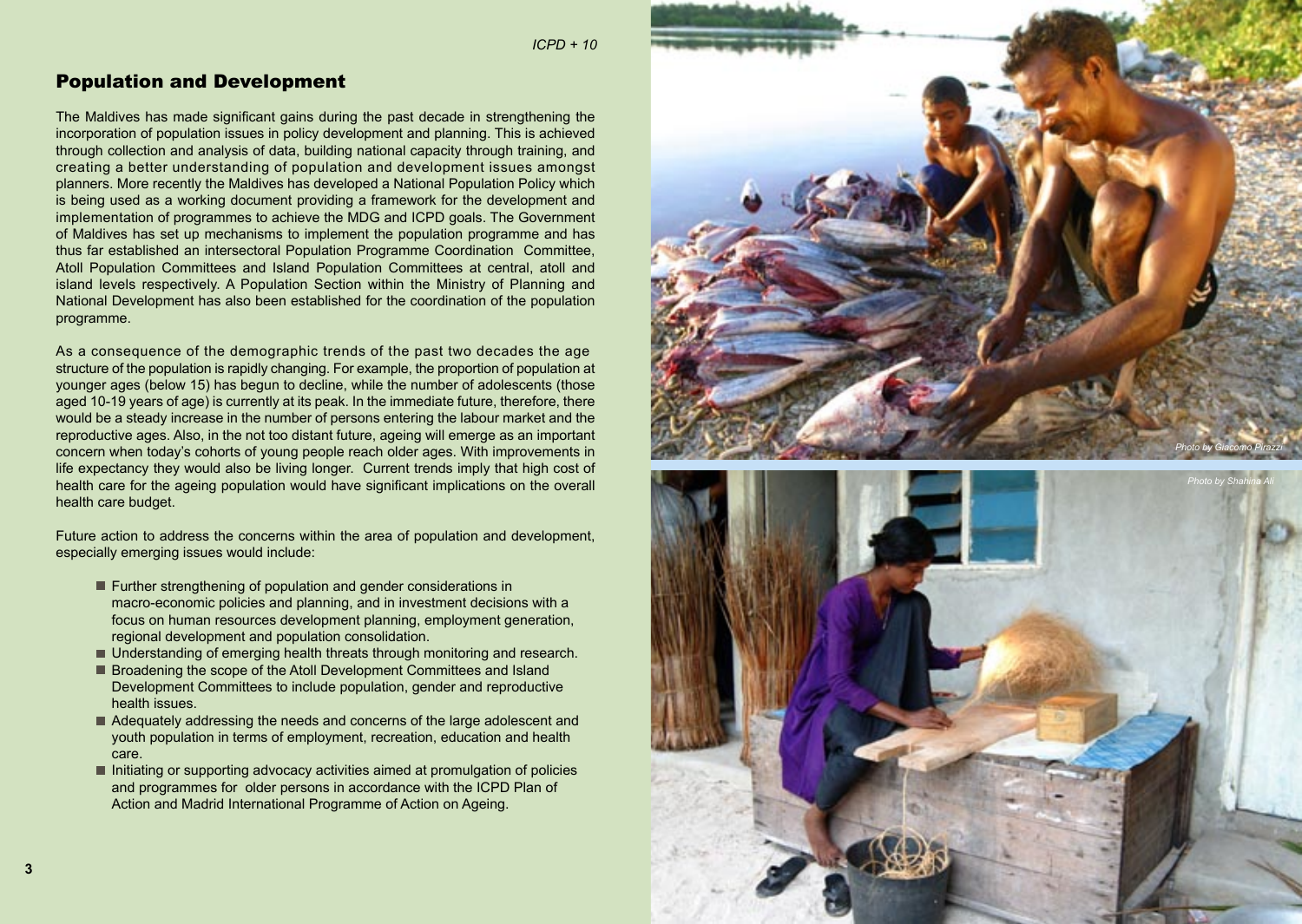## Population and Development

The Maldives has made significant gains during the past decade in strengthening the incorporation of population issues in policy development and planning. This is achieved through collection and analysis of data, building national capacity through training, and creating a better understanding of population and development issues amongst planners. More recently the Maldives has developed a National Population Policy which is being used as a working document providing a framework for the development and implementation of programmes to achieve the MDG and ICPD goals. The Government of Maldives has set up mechanisms to implement the population programme and has thus far established an intersectoral Population Programme Coordination Committee, Atoll Population Committees and Island Population Committees at central, atoll and island levels respectively. A Population Section within the Ministry of Planning and National Development has also been established for the coordination of the population programme.

As a consequence of the demographic trends of the past two decades the age structure of the population is rapidly changing. For example, the proportion of population at younger ages (below 15) has begun to decline, while the number of adolescents (those aged 10-19 years of age) is currently at its peak. In the immediate future, therefore, there would be a steady increase in the number of persons entering the labour market and the reproductive ages. Also, in the not too distant future, ageing will emerge as an important concern when today's cohorts of young people reach older ages. With improvements in life expectancy they would also be living longer. Current trends imply that high cost of health care for the ageing population would have significant implications on the overall health care budget.

Future action to address the concerns within the area of population and development, especially emerging issues would include:

- Further strengthening of population and gender considerations in macro-economic policies and planning, and in investment decisions with a focus on human resources development planning, employment generation, regional development and population consolidation.
- Understanding of emerging health threats through monitoring and research.
- Broadening the scope of the Atoll Development Committees and Island Development Committees to include population, gender and reproductive health issues.
- Adequately addressing the needs and concerns of the large adolescent and youth population in terms of employment, recreation, education and health care.
- Initiating or supporting advocacy activities aimed at promulgation of policies and programmes for older persons in accordance with the ICPD Plan of Action and Madrid International Programme of Action on Ageing.

*Photo by Giacomo Pirazzi*

*Photo by Shahina Ali*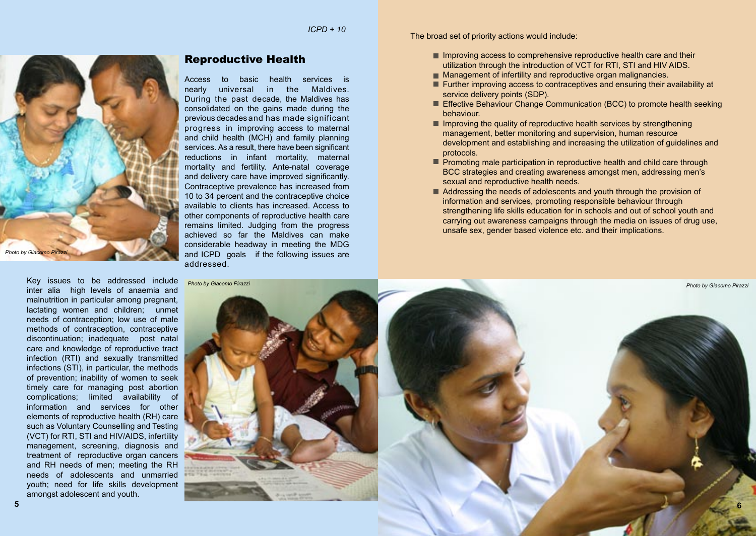## Reproductive Health

Access to basic health services is nearly universal in the Maldives. During the past decade, the Maldives has consolidated on the gains made during the previous decades and has made significant progress in improving access to maternal and child health (MCH) and family planning services. As a result, there have been significant reductions in infant mortality, maternal mortality and fertility. Ante-natal coverage and delivery care have improved significantly. Contraceptive prevalence has increased from 10 to 34 percent and the contraceptive choice available to clients has increased. Access to other components of reproductive health care remains limited. Judging from the progress achieved so far the Maldives can make considerable headway in meeting the MDG and ICPD goals if the following issues are addressed.

Photo by Giacomo Pirazzi

Key issues to be addressed include inter alia high levels of anaemia and malnutrition in particular among pregnant, lactating women and children; unmet needs of contraception; low use of male methods of contraception, contraceptive discontinuation; inadequate post natal care and knowledge of reproductive tract infection (RTI) and sexually transmitted infections (STI), in particular, the methods of prevention; inability of women to seek timely care for managing post abortion complications; limited availability of information and services for other elements of reproductive health (RH) care such as Voluntary Counselling and Testing (VCT) for RTI, STI and HIV/AIDS, infertility management, screening, diagnosis and treatment of reproductive organ cancers and RH needs of men; meeting the RH needs of adolescents and unmarried youth; need for life skills development amongst adolescent and youth.

Photo by Giacomo Pirazzi

The broad set of priority actions would include:

- Improving access to comprehensive reproductive health care and their utilization through the introduction of VCT for RTI, STI and HIV AIDS.
- Management of infertility and reproductive organ malignancies.
- Further improving access to contraceptives and ensuring their availability at service delivery points (SDP).
- Effective Behaviour Change Communication (BCC) to promote health seeking behaviour.
- Improving the quality of reproductive health services by strengthening management, better monitoring and supervision, human resource development and establishing and increasing the utilization of guidelines and protocols.
- Promoting male participation in reproductive health and child care through BCC strategies and creating awareness amongst men, addressing men's sexual and reproductive health needs.
- Addressing the needs of adolescents and youth through the provision of information and services, promoting responsible behaviour through strengthening life skills education for in schools and out of school youth and carrying out awareness campaigns through the media on issues of drug use, unsafe sex, gender based violence etc. and their implications.

Photo by Giacomo Pirazzi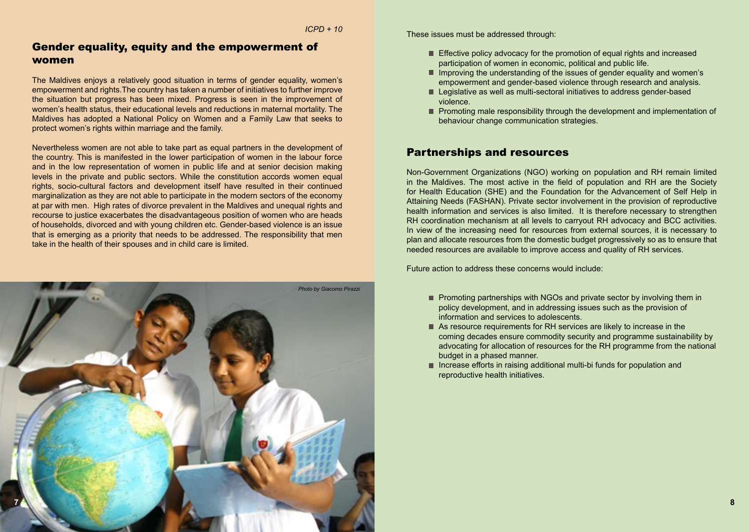## Gender equality, equity and the empowerment of women

The Maldives enjoys a relatively good situation in terms of gender equality, women's empowerment and rights.The country has taken a number of initiatives to further improve the situation but progress has been mixed. Progress is seen in the improvement of women's health status, their educational levels and reductions in maternal mortality. The Maldives has adopted a National Policy on Women and a Family Law that seeks to protect women's rights within marriage and the family.

Nevertheless women are not able to take part as equal partners in the development of the country. This is manifested in the lower participation of women in the labour force and in the low representation of women in public life and at senior decision making levels in the private and public sectors. While the constitution accords women equal rights, socio-cultural factors and development itself have resulted in their continued marginalization as they are not able to participate in the modern sectors of the economy at par with men. High rates of divorce prevalent in the Maldives and unequal rights and recourse to justice exacerbates the disadvantageous position of women who are heads of households, divorced and with young children etc. Gender-based violence is an issue that is emerging as a priority that needs to be addressed. The responsibility that men take in the health of their spouses and in child care is limited.

*Photo by Giacomo Pirazzi*

These issues must be addressed through:

- Effective policy advocacy for the promotion of equal rights and increased participation of women in economic, political and public life.
- Improving the understanding of the issues of gender equality and women's empowerment and gender-based violence through research and analysis.
- Legislative as well as multi-sectoral initiatives to address gender-based violence.
- Promoting male responsibility through the development and implementation of behaviour change communication strategies.

## Partnerships and resources

Non-Government Organizations (NGO) working on population and RH remain limited in the Maldives. The most active in the field of population and RH are the Society for Health Education (SHE) and the Foundation for the Advancement of Self Help in Attaining Needs (FASHAN). Private sector involvement in the provision of reproductive health information and services is also limited. It is therefore necessary to strengthen RH coordination mechanism at all levels to carryout RH advocacy and BCC activities. In view of the increasing need for resources from external sources, it is necessary to plan and allocate resources from the domestic budget progressively so as to ensure that needed resources are available to improve access and quality of RH services.

Future action to address these concerns would include:

- Promoting partnerships with NGOs and private sector by involving them in policy development, and in addressing issues such as the provision of information and services to adolescents.
- As resource requirements for RH services are likely to increase in the coming decades ensure commodity security and programme sustainability by advocating for allocation of resources for the RH programme from the national budget in a phased manner.
- Increase efforts in raising additional multi-bi funds for population and reproductive health initiatives.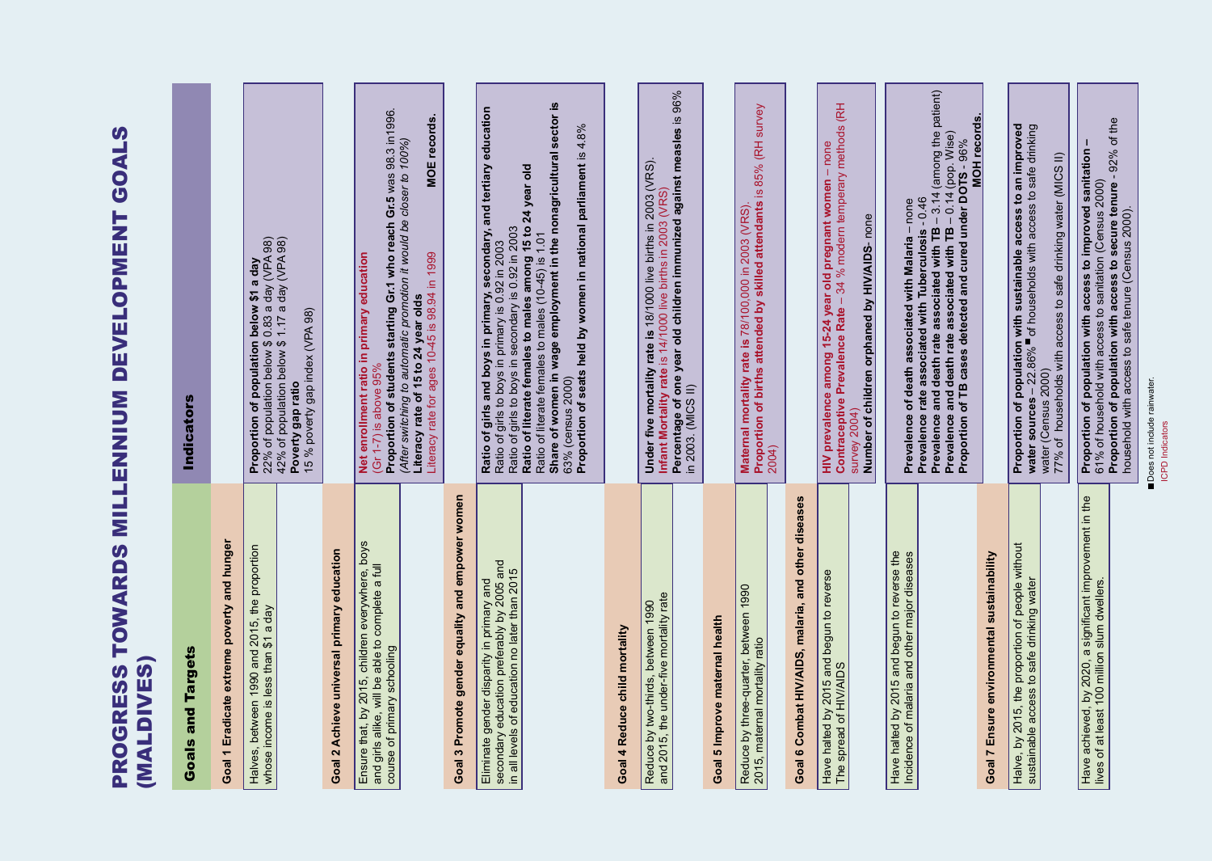# PROGRESS TOWARDS MILLENNIUM DEVELOPMENT GOALS (MALDIVES)

| Goals and Targets | Indicators |
|---|---|
| **Goal 1 Eradicate extreme poverty and hunger** | |
| Halves, between 1990 and 2015, the proportion whose income is less than $1 a day | **Proportion of population below $1 a day**<br>22% of population below $ 0.83 a day (VPA 98)<br>42% of population below $ 1.17 a day (VPA 98)<br>**Poverty gap ratio**<br>15 % poverty gap index (VPA 98) |
| **Goal 2 Achieve universal primary education** | |
| Ensure that, by 2015, children everywhere, boys and girls alike, will be able to complete a full course of primary schooling | **Net enrollment ratio in primary education** (Gr 1-7) is above 95%<br>**Proportion of students starting Gr.1 who reach Gr.5** was 98.3 in1996. *(After switching to automatic promotion it would be closer to 100%)*<br>**Literacy rate of 15 to 24 year olds**<br>Literacy rate for ages 10-45 is 98.94 in 1999<br>**MOE records.** |
| **Goal 3 Promote gender equality and empower women** | |
| Eliminate gender disparity in primary and secondary education preferably by 2005 and in all levels of education no later than 2015 | **Ratio of girls and boys in primary, secondary, and tertiary education**<br>Ratio of girls to boys in primary is 0.92 in 2003<br>Ratio of girls to boys in secondary is 0.92 in 2003<br>**Ratio of literate females to males among 15 to 24 year old**<br>Ratio of literate females to males (10-45) is 1.01<br>**Share of women in wage employment in the nonagricultural sector is** 63% (census 2000)<br>**Proportion of seats held by women in national parliament** is 4.8% |
| **Goal 4 Reduce child mortality** | |
| Reduce by two-thirds, between 1990 and 2015, the under-five mortality rate | **Under five mortality rate is** 18/1000 live births in 2003 (VRS).<br>**Infant Mortality rate** is 14/1000 live births in 2003 (VRS)<br>**Percentage of one year old children immunized against measles** is 96% in 2003. (MICS II) |
| **Goal 5 Improve maternal health** | |
| Reduce by three-quarter, between 1990 and 2015, maternal mortality ratio | **Maternal mortality rate is** 78/100,000 in 2003 (VRS).<br>**Proportion of births attended by skilled attendants** is 85% (RH survey 2004) |
| **Goal 6 Combat HIV/AIDS, malaria, and other diseases** | |
| Have halted by 2015 and begun to reverse The spread of HIV/AIDS | **HIV prevalence among 15-24 year old pregnant women** – none<br>**Contraceptive Prevalence Rate** – 34 % modern temperary methods (RH survey 2004)<br>**Number of children orphaned by HIV/AIDS**- none |
| Have halted by 2015 and begun to reverse the Incidence of malaria and other major diseases | **Prevalence of death associated with Malaria** – none<br>**Prevalence rate associated with Tuberculosis** - 0.46<br>**Prevalence and death rate associated with TB** – 3.14 (among the patient)<br>**Prevalence and death rate associated with TB** – 0.14 (pop. Wise)<br>**Proportion of TB cases detected and cured under DOTS** - 96%<br>**MOH records.** |
| **Goal 7 Ensure environmental sustainability** | |
| Halve, by 2015, the proportion of people without sustainable access to safe drinking water | **Proportion of population with sustainable access to an improved water sources** – 22.86% ■ of households with access to safe drinking water (Census 2000)<br>77% of households with access to safe drinking water (MICS II) |
| Have achieved, by 2020, a significant improvement in the lives of at least 100 million slum dwellers. | **Proportion of population with access to improved sanitation** – 61% of household with access to sanitation (Census 2000)<br>**Proportion of population with access to secure tenure** - 92% of the household with access to safe tenure (Census 2000). |

■ Does not include rainwater.

ICPD Indicators